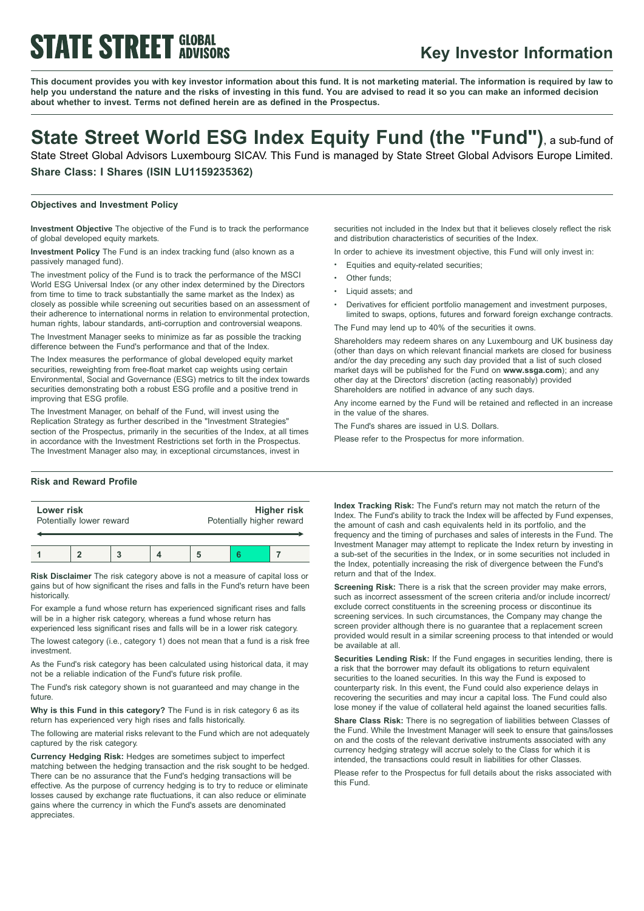**STATE STREET GLOBAL ADVISORS**

## Key Investor Information

**This document provides you with key investor information about this fund. It is not marketing material. The information is required by law to help you understand the nature and the risks of investing in this fund. You are advised to read it so you can make an informed decision about whether to invest. Terms not defined herein are as defined in the Prospectus.**

# State Street World ESG Index Equity Fund (the "Fund"), a sub-fund of State Street Global Advisors Luxembourg SICAV. This Fund is managed by State Street Global Advisors Europe Limited.

**Share Class: I Shares (ISIN LU1159235362)**

### Objectives and Investment Policy

**Investment Objective** The objective of the Fund is to track the performance of global developed equity markets.

**Investment Policy** The Fund is an index tracking fund (also known as a passively managed fund).

The investment policy of the Fund is to track the performance of the MSCI World ESG Universal Index (or any other index determined by the Directors from time to time to track substantially the same market as the Index) as closely as possible while screening out securities based on an assessment of their adherence to international norms in relation to environmental protection, human rights, labour standards, anti-corruption and controversial weapons.

The Investment Manager seeks to minimize as far as possible the tracking difference between the Fund's performance and that of the Index.

The Index measures the performance of global developed equity market securities, reweighting from free-float market cap weights using certain Environmental, Social and Governance (ESG) metrics to tilt the index towards securities demonstrating both a robust ESG profile and a positive trend in improving that ESG profile.

The Investment Manager, on behalf of the Fund, will invest using the Replication Strategy as further described in the "Investment Strategies" section of the Prospectus, primarily in the securities of the Index, at all times in accordance with the Investment Restrictions set forth in the Prospectus. The Investment Manager also may, in exceptional circumstances, invest in securities not included in the Index but that it believes closely reflect the risk and distribution characteristics of securities of the Index.

In order to achieve its investment objective, this Fund will only invest in:

- Equities and equity-related securities;
- Other funds;
- Liquid assets; and
- Derivatives for efficient portfolio management and investment purposes, limited to swaps, options, futures and forward foreign exchange contracts.

The Fund may lend up to 40% of the securities it owns.

Shareholders may redeem shares on any Luxembourg and UK business day (other than days on which relevant financial markets are closed for business and/or the day preceding any such day provided that a list of such closed market days will be published for the Fund on **www.ssga.com**); and any other day at the Directors' discretion (acting reasonably) provided Shareholders are notified in advance of any such days.

Any income earned by the Fund will be retained and reflected in an increase in the value of the shares.

The Fund's shares are issued in U.S. Dollars.

Please refer to the Prospectus for more information.

### Risk and Reward Profile

| Lower risk<br>Potentially lower reward | | | | | | Higher risk<br>Potentially higher reward |
|---|---|---|---|---|---|---|
| 1 | 2 | 3 | 4 | 5 | **6** | 7 |

**Risk Disclaimer** The risk category above is not a measure of capital loss or gains but of how significant the rises and falls in the Fund's return have been historically.

For example a fund whose return has experienced significant rises and falls will be in a higher risk category, whereas a fund whose return has experienced less significant rises and falls will be in a lower risk category.

The lowest category (i.e., category 1) does not mean that a fund is a risk free investment.

As the Fund's risk category has been calculated using historical data, it may not be a reliable indication of the Fund's future risk profile.

The Fund's risk category shown is not guaranteed and may change in the future.

**Why is this Fund in this category?** The Fund is in risk category 6 as its return has experienced very high rises and falls historically.

The following are material risks relevant to the Fund which are not adequately captured by the risk category.

**Currency Hedging Risk:** Hedges are sometimes subject to imperfect matching between the hedging transaction and the risk sought to be hedged. There can be no assurance that the Fund's hedging transactions will be effective. As the purpose of currency hedging is to try to reduce or eliminate losses caused by exchange rate fluctuations, it can also reduce or eliminate gains where the currency in which the Fund's assets are denominated appreciates.

**Index Tracking Risk:** The Fund's return may not match the return of the Index. The Fund's ability to track the Index will be affected by Fund expenses, the amount of cash and cash equivalents held in its portfolio, and the frequency and the timing of purchases and sales of interests in the Fund. The Investment Manager may attempt to replicate the Index return by investing in a sub-set of the securities in the Index, or in some securities not included in the Index, potentially increasing the risk of divergence between the Fund's return and that of the Index.

**Screening Risk:** There is a risk that the screen provider may make errors, such as incorrect assessment of the screen criteria and/or include incorrect/ exclude correct constituents in the screening process or discontinue its screening services. In such circumstances, the Company may change the screen provider although there is no guarantee that a replacement screen provided would result in a similar screening process to that intended or would be available at all.

**Securities Lending Risk:** If the Fund engages in securities lending, there is a risk that the borrower may default its obligations to return equivalent securities to the loaned securities. In this way the Fund is exposed to counterparty risk. In this event, the Fund could also experience delays in recovering the securities and may incur a capital loss. The Fund could also lose money if the value of collateral held against the loaned securities falls.

**Share Class Risk:** There is no segregation of liabilities between Classes of the Fund. While the Investment Manager will seek to ensure that gains/losses on and the costs of the relevant derivative instruments associated with any currency hedging strategy will accrue solely to the Class for which it is intended, the transactions could result in liabilities for other Classes.

Please refer to the Prospectus for full details about the risks associated with this Fund.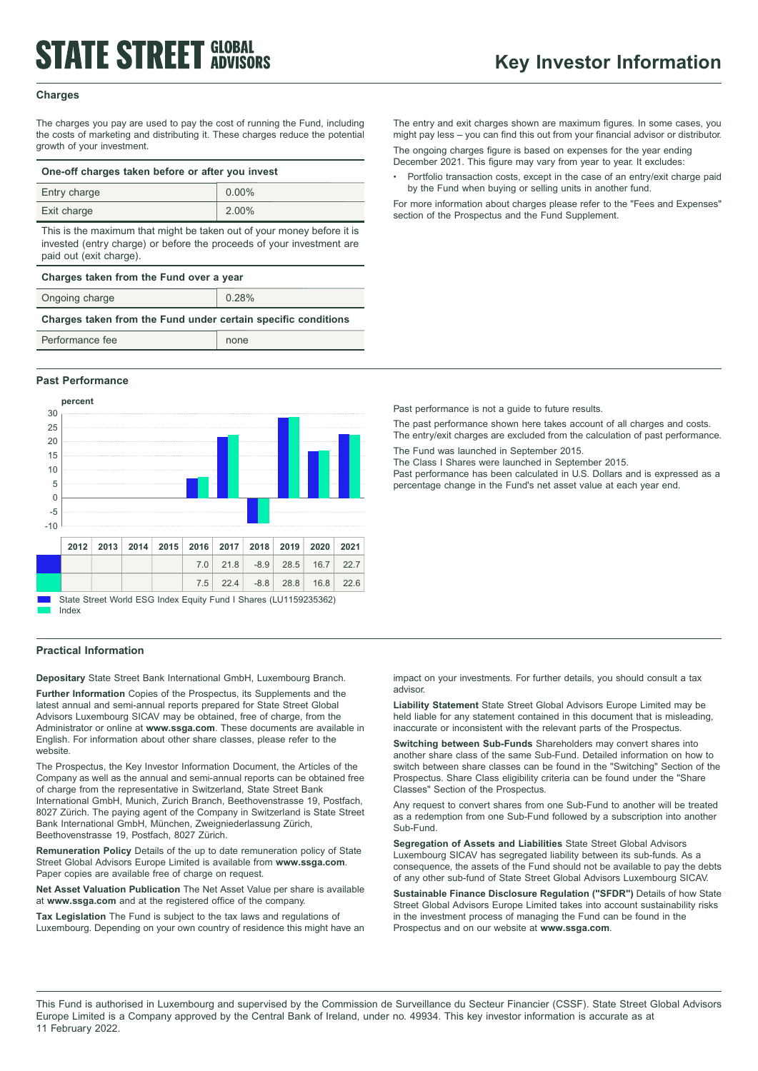## Charges

The charges you pay are used to pay the cost of running the Fund, including the costs of marketing and distributing it. These charges reduce the potential growth of your investment.

| One-off charges taken before or after you invest | |
|---|---|
| Entry charge | 0.00% |
| Exit charge | 2.00% |

This is the maximum that might be taken out of your money before it is invested (entry charge) or before the proceeds of your investment are paid out (exit charge).

| Charges taken from the Fund over a year | |
|---|---|
| Ongoing charge | 0.28% |

| Charges taken from the Fund under certain specific conditions | |
|---|---|
| Performance fee | none |

The entry and exit charges shown are maximum figures. In some cases, you might pay less – you can find this out from your financial advisor or distributor.

The ongoing charges figure is based on expenses for the year ending December 2021. This figure may vary from year to year. It excludes:

- Portfolio transaction costs, except in the case of an entry/exit charge paid by the Fund when buying or selling units in another fund.

For more information about charges please refer to the "Fees and Expenses" section of the Prospectus and the Fund Supplement.

## Past Performance

percent

30
25
20
15
10
5
0
-5
-10

| | 2012 | 2013 | 2014 | 2015 | 2016 | 2017 | 2018 | 2019 | 2020 | 2021 |
|---|---|---|---|---|---|---|---|---|---|---|
| State Street World ESG Index Equity Fund I Shares (LU1159235362) | | | | | 7.0 | 21.8 | -8.9 | 28.5 | 16.7 | 22.7 |
| Index | | | | | 7.5 | 22.4 | -8.8 | 28.8 | 16.8 | 22.6 |

State Street World ESG Index Equity Fund I Shares (LU1159235362)
Index

Past performance is not a guide to future results.

The past performance shown here takes account of all charges and costs. The entry/exit charges are excluded from the calculation of past performance.

The Fund was launched in September 2015.
The Class I Shares were launched in September 2015.
Past performance has been calculated in U.S. Dollars and is expressed as a percentage change in the Fund's net asset value at each year end.

## Practical Information

**Depositary** State Street Bank International GmbH, Luxembourg Branch.

**Further Information** Copies of the Prospectus, its Supplements and the latest annual and semi-annual reports prepared for State Street Global Advisors Luxembourg SICAV may be obtained, free of charge, from the Administrator or online at **www.ssga.com**. These documents are available in English. For information about other share classes, please refer to the website.

The Prospectus, the Key Investor Information Document, the Articles of the Company as well as the annual and semi-annual reports can be obtained free of charge from the representative in Switzerland, State Street Bank International GmbH, Munich, Zurich Branch, Beethovenstrasse 19, Postfach, 8027 Zürich. The paying agent of the Company in Switzerland is State Street Bank International GmbH, München, Zweigniederlassung Zürich, Beethovenstrasse 19, Postfach, 8027 Zürich.

**Remuneration Policy** Details of the up to date remuneration policy of State Street Global Advisors Europe Limited is available from **www.ssga.com**. Paper copies are available free of charge on request.

**Net Asset Valuation Publication** The Net Asset Value per share is available at **www.ssga.com** and at the registered office of the company.

**Tax Legislation** The Fund is subject to the tax laws and regulations of Luxembourg. Depending on your own country of residence this might have an impact on your investments. For further details, you should consult a tax advisor.

**Liability Statement** State Street Global Advisors Europe Limited may be held liable for any statement contained in this document that is misleading, inaccurate or inconsistent with the relevant parts of the Prospectus.

**Switching between Sub-Funds** Shareholders may convert shares into another share class of the same Sub-Fund. Detailed information on how to switch between share classes can be found in the "Switching" Section of the Prospectus. Share Class eligibility criteria can be found under the "Share Classes" Section of the Prospectus.

Any request to convert shares from one Sub-Fund to another will be treated as a redemption from one Sub-Fund followed by a subscription into another Sub-Fund.

**Segregation of Assets and Liabilities** State Street Global Advisors Luxembourg SICAV has segregated liability between its sub-funds. As a consequence, the assets of the Fund should not be available to pay the debts of any other sub-fund of State Street Global Advisors Luxembourg SICAV.

**Sustainable Finance Disclosure Regulation ("SFDR")** Details of how State Street Global Advisors Europe Limited takes into account sustainability risks in the investment process of managing the Fund can be found in the Prospectus and on our website at **www.ssga.com**.

This Fund is authorised in Luxembourg and supervised by the Commission de Surveillance du Secteur Financier (CSSF). State Street Global Advisors Europe Limited is a Company approved by the Central Bank of Ireland, under no. 49934. This key investor information is accurate as at 11 February 2022.